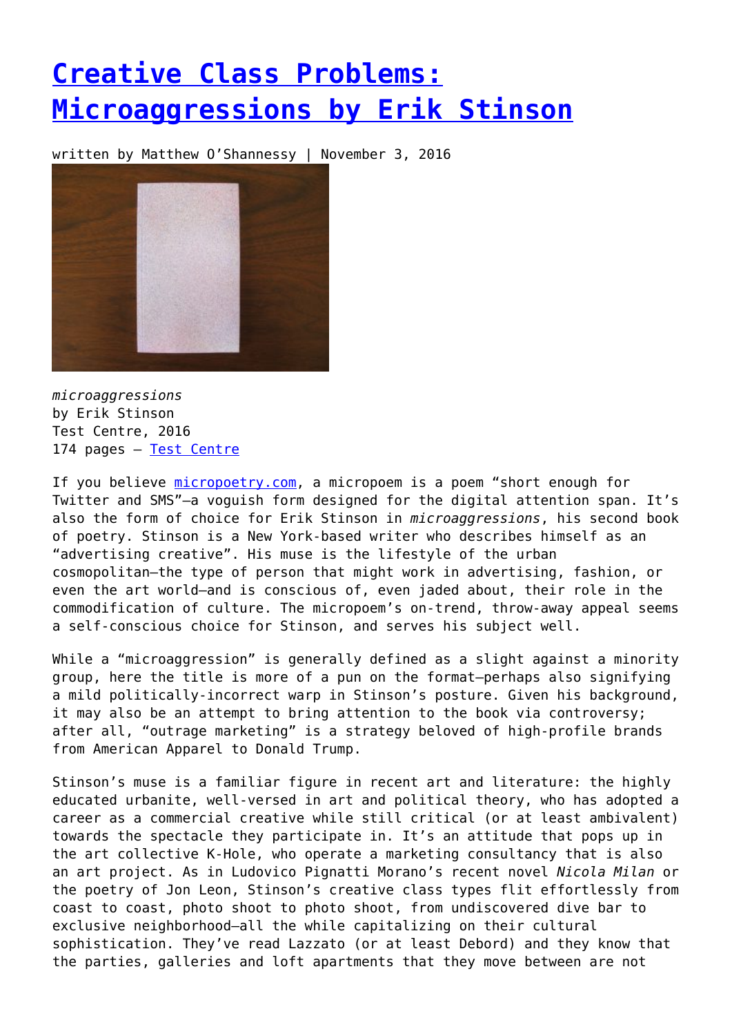# [Creative Class Problems: Microaggressions by Erik Stinson]

written by Matthew O'Shannessy | November 3, 2016

*microaggressions*
by Erik Stinson
Test Centre, 2016
174 pages – [Test Centre]

If you believe [micropoetry.com], a micropoem is a poem "short enough for Twitter and SMS"—a voguish form designed for the digital attention span. It's also the form of choice for Erik Stinson in *microaggressions*, his second book of poetry. Stinson is a New York-based writer who describes himself as an "advertising creative". His muse is the lifestyle of the urban cosmopolitan—the type of person that might work in advertising, fashion, or even the art world—and is conscious of, even jaded about, their role in the commodification of culture. The micropoem's on-trend, throw-away appeal seems a self-conscious choice for Stinson, and serves his subject well.

While a "microaggression" is generally defined as a slight against a minority group, here the title is more of a pun on the format—perhaps also signifying a mild politically-incorrect warp in Stinson's posture. Given his background, it may also be an attempt to bring attention to the book via controversy; after all, "outrage marketing" is a strategy beloved of high-profile brands from American Apparel to Donald Trump.

Stinson's muse is a familiar figure in recent art and literature: the highly educated urbanite, well-versed in art and political theory, who has adopted a career as a commercial creative while still critical (or at least ambivalent) towards the spectacle they participate in. It's an attitude that pops up in the art collective K-Hole, who operate a marketing consultancy that is also an art project. As in Ludovico Pignatti Morano's recent novel *Nicola Milan* or the poetry of Jon Leon, Stinson's creative class types flit effortlessly from coast to coast, photo shoot to photo shoot, from undiscovered dive bar to exclusive neighborhood—all the while capitalizing on their cultural sophistication. They've read Lazzato (or at least Debord) and they know that the parties, galleries and loft apartments that they move between are not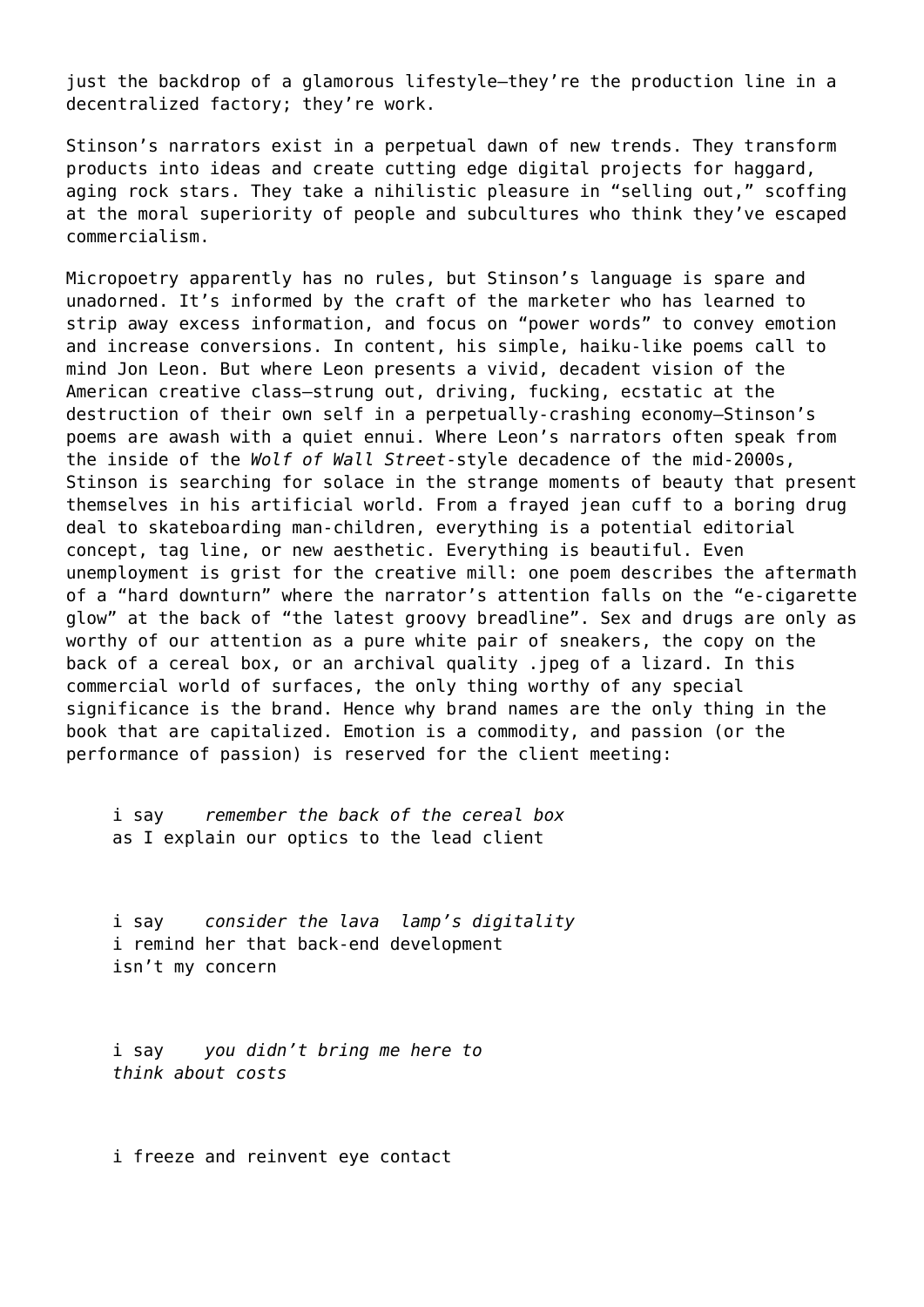just the backdrop of a glamorous lifestyle—they're the production line in a decentralized factory; they're work.

Stinson's narrators exist in a perpetual dawn of new trends. They transform products into ideas and create cutting edge digital projects for haggard, aging rock stars. They take a nihilistic pleasure in "selling out," scoffing at the moral superiority of people and subcultures who think they've escaped commercialism.

Micropoetry apparently has no rules, but Stinson's language is spare and unadorned. It's informed by the craft of the marketer who has learned to strip away excess information, and focus on "power words" to convey emotion and increase conversions. In content, his simple, haiku-like poems call to mind Jon Leon. But where Leon presents a vivid, decadent vision of the American creative class—strung out, driving, fucking, ecstatic at the destruction of their own self in a perpetually-crashing economy—Stinson's poems are awash with a quiet ennui. Where Leon's narrators often speak from the inside of the *Wolf of Wall Street*-style decadence of the mid-2000s, Stinson is searching for solace in the strange moments of beauty that present themselves in his artificial world. From a frayed jean cuff to a boring drug deal to skateboarding man-children, everything is a potential editorial concept, tag line, or new aesthetic. Everything is beautiful. Even unemployment is grist for the creative mill: one poem describes the aftermath of a "hard downturn" where the narrator's attention falls on the "e-cigarette glow" at the back of "the latest groovy breadline". Sex and drugs are only as worthy of our attention as a pure white pair of sneakers, the copy on the back of a cereal box, or an archival quality .jpeg of a lizard. In this commercial world of surfaces, the only thing worthy of any special significance is the brand. Hence why brand names are the only thing in the book that are capitalized. Emotion is a commodity, and passion (or the performance of passion) is reserved for the client meeting:

> i say    *remember the back of the cereal box*
> as I explain our optics to the lead client
>
> i say    *consider the lava  lamp's digitality*
> i remind her that back-end development
> isn't my concern
>
> i say    *you didn't bring me here to*
> *think about costs*
>
> i freeze and reinvent eye contact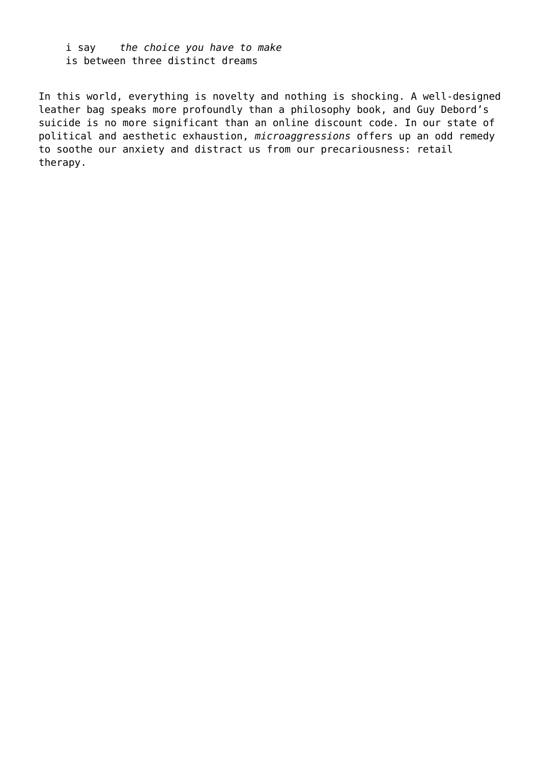i say    *the choice you have to make*
is between three distinct dreams

In this world, everything is novelty and nothing is shocking. A well-designed leather bag speaks more profoundly than a philosophy book, and Guy Debord's suicide is no more significant than an online discount code. In our state of political and aesthetic exhaustion, *microaggressions* offers up an odd remedy to soothe our anxiety and distract us from our precariousness: retail therapy.